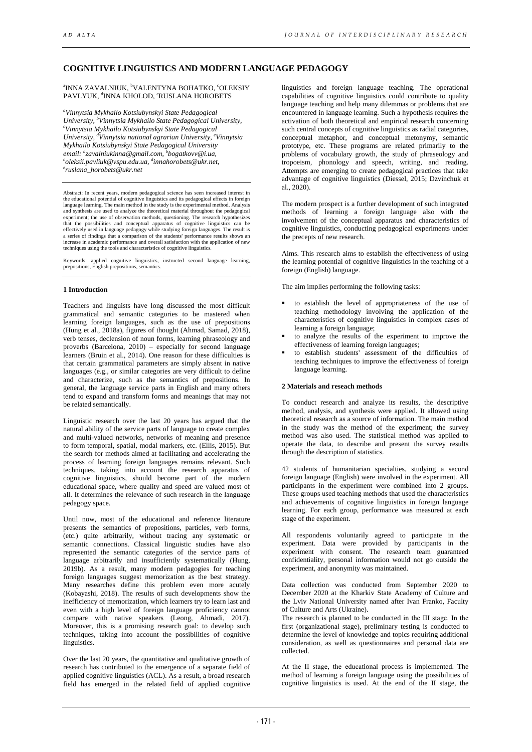# COGNITIVE LINGUISTICS AND MODERN LANGUAGE PEDAGOGY

[a]INNA ZAVALNIUK, [b]VALENTYNA BOHATKO, [c]OLEKSIY PAVLYUK, [d]INNA KHOLOD, [e]RUSLANA HOROBETS

*[a]Vinnytsia Mykhailo Kotsiubynskyi State Pedagogical University, [b]Vinnytsia Mykhailo State Pedagogical University, [c]Vinnytsia Mykhailo Kotsiubynskyi State Pedagogical University, [d]Vinnytsia national agrarian University, [e]Vinnytsia Mykhailo Kotsiubynskyi State Pedagogical University*
*email: [a]zavalniukinna@gmail.com, [b]bogatkovv@i.ua, [c]oleksii.pavliuk@vspu.edu.ua, [d]innahorobets@ukr.net, [e]ruslana_horobets@ukr.net*

Abstract: In recent years, modern pedagogical science has seen increased interest in the educational potential of cognitive linguistics and its pedagogical effects in foreign language learning. The main method in the study is the experimental method. Analysis and synthesis are used to analyze the theoretical material throughout the pedagogical experiment; the use of observation methods, questioning. The research hypothesizes that the possibilities and conceptual apparatus of cognitive linguistics can be effectively used in language pedagogy while studying foreign languages. The result is a series of findings that a comparison of the students' performance results shows an increase in academic performance and overall satisfaction with the application of new techniques using the tools and characteristics of cognitive linguistics.

Keywords: applied cognitive linguistics, instructed second language learning, prepositions, English prepositions, semantics.

## 1 Introduction

Teachers and linguists have long discussed the most difficult grammatical and semantic categories to be mastered when learning foreign languages, such as the use of prepositions (Hung et al., 2018a), figures of thought (Ahmad, Samad, 2018), verb tenses, declension of noun forms, learning phraseology and proverbs (Barcelona, 2010) – especially for second language learners (Bruin et al., 2014). One reason for these difficulties is that certain grammatical parameters are simply absent in native languages (e.g., or similar categories are very difficult to define and characterize, such as the semantics of prepositions. In general, the language service parts in English and many others tend to expand and transform forms and meanings that may not be related semantically.

Linguistic research over the last 20 years has argued that the natural ability of the service parts of language to create complex and multi-valued networks, networks of meaning and presence to form temporal, spatial, modal markers, etc. (Ellis, 2015). But the search for methods aimed at facilitating and accelerating the process of learning foreign languages remains relevant. Such techniques, taking into account the research apparatus of cognitive linguistics, should become part of the modern educational space, where quality and speed are valued most of all. It determines the relevance of such research in the language pedagogy space.

Until now, most of the educational and reference literature presents the semantics of prepositions, particles, verb forms, (etc.) quite arbitrarily, without tracing any systematic or semantic connections. Classical linguistic studies have also represented the semantic categories of the service parts of language arbitrarily and insufficiently systematically (Hung, 2019b). As a result, many modern pedagogies for teaching foreign languages suggest memorization as the best strategy. Many researches define this problem even more acutely (Kobayashi, 2018). The results of such developments show the inefficiency of memorization, which learners try to learn last and even with a high level of foreign language proficiency cannot compare with native speakers (Leong, Ahmadi, 2017). Moreover, this is a promising research goal: to develop such techniques, taking into account the possibilities of cognitive linguistics.

Over the last 20 years, the quantitative and qualitative growth of research has contributed to the emergence of a separate field of applied cognitive linguistics (ACL). As a result, a broad research field has emerged in the related field of applied cognitive linguistics and foreign language teaching. The operational capabilities of cognitive linguistics could contribute to quality language teaching and help many dilemmas or problems that are encountered in language learning. Such a hypothesis requires the activation of both theoretical and empirical research concerning such central concepts of cognitive linguistics as radial categories, conceptual metaphor, and conceptual metonymy, semantic prototype, etc. These programs are related primarily to the problems of vocabulary growth, the study of phraseology and tropoeism, phonology and speech, writing, and reading. Attempts are emerging to create pedagogical practices that take advantage of cognitive linguistics (Diessel, 2015; Dzvinchuk et al., 2020).

The modern prospect is a further development of such integrated methods of learning a foreign language also with the involvement of the conceptual apparatus and characteristics of cognitive linguistics, conducting pedagogical experiments under the precepts of new research.

Aims. This research aims to establish the effectiveness of using the learning potential of cognitive linguistics in the teaching of a foreign (English) language.

The aim implies performing the following tasks:

- to establish the level of appropriateness of the use of teaching methodology involving the application of the characteristics of cognitive linguistics in complex cases of learning a foreign language;
- to analyze the results of the experiment to improve the effectiveness of learning foreign languages;
- to establish students' assessment of the difficulties of teaching techniques to improve the effectiveness of foreign language learning.

## 2 Materials and reseach methods

To conduct research and analyze its results, the descriptive method, analysis, and synthesis were applied. It allowed using theoretical research as a source of information. The main method in the study was the method of the experiment; the survey method was also used. The statistical method was applied to operate the data, to describe and present the survey results through the description of statistics.

42 students of humanitarian specialties, studying a second foreign language (English) were involved in the experiment. All participants in the experiment were combined into 2 groups. These groups used teaching methods that used the characteristics and achievements of cognitive linguistics in foreign language learning. For each group, performance was measured at each stage of the experiment.

All respondents voluntarily agreed to participate in the experiment. Data were provided by participants in the experiment with consent. The research team guaranteed confidentiality, personal information would not go outside the experiment, and anonymity was maintained.

Data collection was conducted from September 2020 to December 2020 at the Kharkiv State Academy of Culture and the Lviv National University named after Ivan Franko, Faculty of Culture and Arts (Ukraine).

The research is planned to be conducted in the III stage. In the first (organizational stage), preliminary testing is conducted to determine the level of knowledge and topics requiring additional consideration, as well as questionnaires and personal data are collected.

At the II stage, the educational process is implemented. The method of learning a foreign language using the possibilities of cognitive linguistics is used. At the end of the II stage, the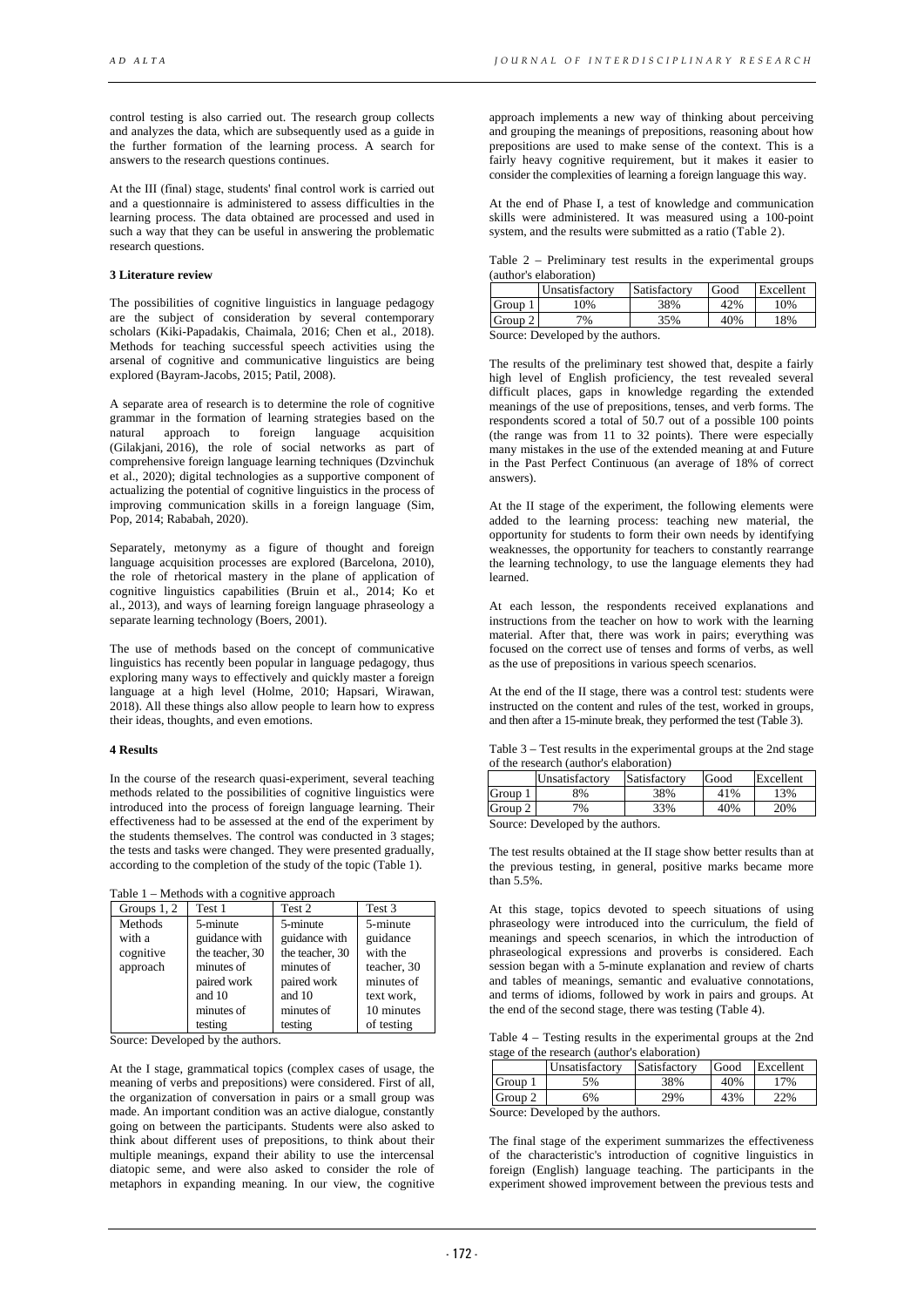control testing is also carried out. The research group collects and analyzes the data, which are subsequently used as a guide in the further formation of the learning process. A search for answers to the research questions continues.

At the III (final) stage, students' final control work is carried out and a questionnaire is administered to assess difficulties in the learning process. The data obtained are processed and used in such a way that they can be useful in answering the problematic research questions.

### 3 Literature review

The possibilities of cognitive linguistics in language pedagogy are the subject of consideration by several contemporary scholars (Kiki-Papadakis, Chaimala, 2016; Chen et al., 2018). Methods for teaching successful speech activities using the arsenal of cognitive and communicative linguistics are being explored (Bayram-Jacobs, 2015; Patil, 2008).

A separate area of research is to determine the role of cognitive grammar in the formation of learning strategies based on the natural approach to foreign language acquisition (Gilakjani, 2016), the role of social networks as part of comprehensive foreign language learning techniques (Dzvinchuk et al., 2020); digital technologies as a supportive component of actualizing the potential of cognitive linguistics in the process of improving communication skills in a foreign language (Sim, Pop, 2014; Rababah, 2020).

Separately, metonymy as a figure of thought and foreign language acquisition processes are explored (Barcelona, 2010), the role of rhetorical mastery in the plane of application of cognitive linguistics capabilities (Bruin et al., 2014; Ko et al., 2013), and ways of learning foreign language phraseology a separate learning technology (Boers, 2001).

The use of methods based on the concept of communicative linguistics has recently been popular in language pedagogy, thus exploring many ways to effectively and quickly master a foreign language at a high level (Holme, 2010; Hapsari, Wirawan, 2018). All these things also allow people to learn how to express their ideas, thoughts, and even emotions.

### 4 Results

In the course of the research quasi-experiment, several teaching methods related to the possibilities of cognitive linguistics were introduced into the process of foreign language learning. Their effectiveness had to be assessed at the end of the experiment by the students themselves. The control was conducted in 3 stages; the tests and tasks were changed. They were presented gradually, according to the completion of the study of the topic (Table 1).

Table 1 – Methods with a cognitive approach

| Groups 1, 2 | Test 1 | Test 2 | Test 3 |
|---|---|---|---|
| Methods with a cognitive approach | 5-minute guidance with the teacher, 30 minutes of paired work and 10 minutes of testing | 5-minute guidance with the teacher, 30 minutes of paired work and 10 minutes of testing | 5-minute guidance with the teacher, 30 minutes of text work, 10 minutes of testing |

Source: Developed by the authors.

At the I stage, grammatical topics (complex cases of usage, the meaning of verbs and prepositions) were considered. First of all, the organization of conversation in pairs or a small group was made. An important condition was an active dialogue, constantly going on between the participants. Students were also asked to think about different uses of prepositions, to think about their multiple meanings, expand their ability to use the intercensal diatopic seme, and were also asked to consider the role of metaphors in expanding meaning. In our view, the cognitive approach implements a new way of thinking about perceiving and grouping the meanings of prepositions, reasoning about how prepositions are used to make sense of the context. This is a fairly heavy cognitive requirement, but it makes it easier to consider the complexities of learning a foreign language this way.

At the end of Phase I, a test of knowledge and communication skills were administered. It was measured using a 100-point system, and the results were submitted as a ratio (Table 2).

Table 2 – Preliminary test results in the experimental groups (author's elaboration)

| | Unsatisfactory | Satisfactory | Good | Excellent |
|---|---|---|---|---|
| Group 1 | 10% | 38% | 42% | 10% |
| Group 2 | 7% | 35% | 40% | 18% |

Source: Developed by the authors.

The results of the preliminary test showed that, despite a fairly high level of English proficiency, the test revealed several difficult places, gaps in knowledge regarding the extended meanings of the use of prepositions, tenses, and verb forms. The respondents scored a total of 50.7 out of a possible 100 points (the range was from 11 to 32 points). There were especially many mistakes in the use of the extended meaning at and Future in the Past Perfect Continuous (an average of 18% of correct answers).

At the II stage of the experiment, the following elements were added to the learning process: teaching new material, the opportunity for students to form their own needs by identifying weaknesses, the opportunity for teachers to constantly rearrange the learning technology, to use the language elements they had learned.

At each lesson, the respondents received explanations and instructions from the teacher on how to work with the learning material. After that, there was work in pairs; everything was focused on the correct use of tenses and forms of verbs, as well as the use of prepositions in various speech scenarios.

At the end of the II stage, there was a control test: students were instructed on the content and rules of the test, worked in groups, and then after a 15-minute break, they performed the test (Table 3).

Table 3 – Test results in the experimental groups at the 2nd stage of the research (author's elaboration)

| | Unsatisfactory | Satisfactory | Good | Excellent |
|---|---|---|---|---|
| Group 1 | 8% | 38% | 41% | 13% |
| Group 2 | 7% | 33% | 40% | 20% |

Source: Developed by the authors.

The test results obtained at the II stage show better results than at the previous testing, in general, positive marks became more than 5.5%.

At this stage, topics devoted to speech situations of using phraseology were introduced into the curriculum, the field of meanings and speech scenarios, in which the introduction of phraseological expressions and proverbs is considered. Each session began with a 5-minute explanation and review of charts and tables of meanings, semantic and evaluative connotations, and terms of idioms, followed by work in pairs and groups. At the end of the second stage, there was testing (Table 4).

Table 4 – Testing results in the experimental groups at the 2nd stage of the research (author's elaboration)

| | Unsatisfactory | Satisfactory | Good | Excellent |
|---|---|---|---|---|
| Group 1 | 5% | 38% | 40% | 17% |
| Group 2 | 6% | 29% | 43% | 22% |

Source: Developed by the authors.

The final stage of the experiment summarizes the effectiveness of the characteristic's introduction of cognitive linguistics in foreign (English) language teaching. The participants in the experiment showed improvement between the previous tests and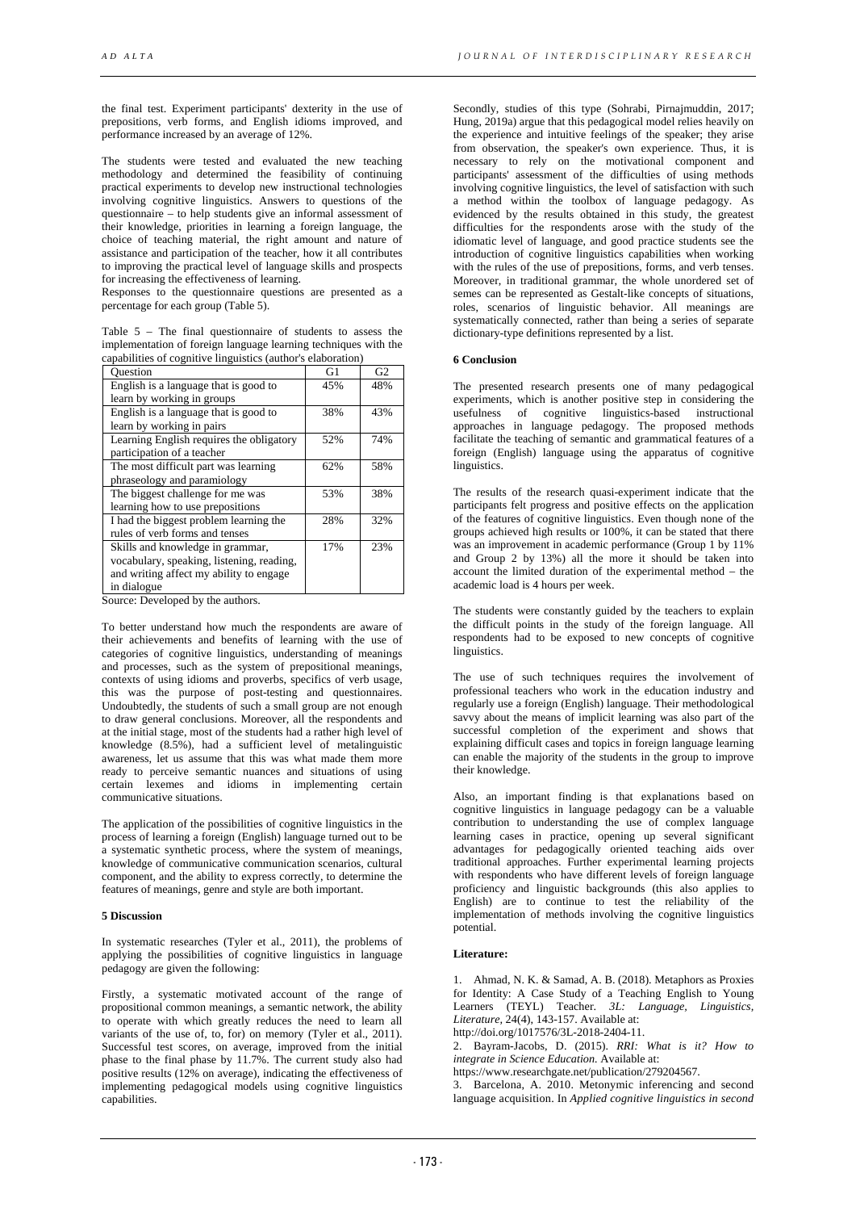the final test. Experiment participants' dexterity in the use of prepositions, verb forms, and English idioms improved, and performance increased by an average of 12%.

The students were tested and evaluated the new teaching methodology and determined the feasibility of continuing practical experiments to develop new instructional technologies involving cognitive linguistics. Answers to questions of the questionnaire – to help students give an informal assessment of their knowledge, priorities in learning a foreign language, the choice of teaching material, the right amount and nature of assistance and participation of the teacher, how it all contributes to improving the practical level of language skills and prospects for increasing the effectiveness of learning.
Responses to the questionnaire questions are presented as a percentage for each group (Table 5).

Table 5 – The final questionnaire of students to assess the implementation of foreign language learning techniques with the capabilities of cognitive linguistics (author's elaboration)

| Question | G1 | G2 |
|---|---|---|
| English is a language that is good to learn by working in groups | 45% | 48% |
| English is a language that is good to learn by working in pairs | 38% | 43% |
| Learning English requires the obligatory participation of a teacher | 52% | 74% |
| The most difficult part was learning phraseology and paramiology | 62% | 58% |
| The biggest challenge for me was learning how to use prepositions | 53% | 38% |
| I had the biggest problem learning the rules of verb forms and tenses | 28% | 32% |
| Skills and knowledge in grammar, vocabulary, speaking, listening, reading, and writing affect my ability to engage in dialogue | 17% | 23% |

Source: Developed by the authors.

To better understand how much the respondents are aware of their achievements and benefits of learning with the use of categories of cognitive linguistics, understanding of meanings and processes, such as the system of prepositional meanings, contexts of using idioms and proverbs, specifics of verb usage, this was the purpose of post-testing and questionnaires. Undoubtedly, the students of such a small group are not enough to draw general conclusions. Moreover, all the respondents and at the initial stage, most of the students had a rather high level of knowledge (8.5%), had a sufficient level of metalinguistic awareness, let us assume that this was what made them more ready to perceive semantic nuances and situations of using certain lexemes and idioms in implementing certain communicative situations.

The application of the possibilities of cognitive linguistics in the process of learning a foreign (English) language turned out to be a systematic synthetic process, where the system of meanings, knowledge of communicative communication scenarios, cultural component, and the ability to express correctly, to determine the features of meanings, genre and style are both important.

## 5 Discussion

In systematic researches (Tyler et al., 2011), the problems of applying the possibilities of cognitive linguistics in language pedagogy are given the following:

Firstly, a systematic motivated account of the range of propositional common meanings, a semantic network, the ability to operate with which greatly reduces the need to learn all variants of the use of, to, for) on memory (Tyler et al., 2011). Successful test scores, on average, improved from the initial phase to the final phase by 11.7%. The current study also had positive results (12% on average), indicating the effectiveness of implementing pedagogical models using cognitive linguistics capabilities.

Secondly, studies of this type (Sohrabi, Pirnajmuddin, 2017; Hung, 2019a) argue that this pedagogical model relies heavily on the experience and intuitive feelings of the speaker; they arise from observation, the speaker's own experience. Thus, it is necessary to rely on the motivational component and participants' assessment of the difficulties of using methods involving cognitive linguistics, the level of satisfaction with such a method within the toolbox of language pedagogy. As evidenced by the results obtained in this study, the greatest difficulties for the respondents arose with the study of the idiomatic level of language, and good practice students see the introduction of cognitive linguistics capabilities when working with the rules of the use of prepositions, forms, and verb tenses. Moreover, in traditional grammar, the whole unordered set of semes can be represented as Gestalt-like concepts of situations, roles, scenarios of linguistic behavior. All meanings are systematically connected, rather than being a series of separate dictionary-type definitions represented by a list.

## 6 Conclusion

The presented research presents one of many pedagogical experiments, which is another positive step in considering the usefulness of cognitive linguistics-based instructional approaches in language pedagogy. The proposed methods facilitate the teaching of semantic and grammatical features of a foreign (English) language using the apparatus of cognitive linguistics.

The results of the research quasi-experiment indicate that the participants felt progress and positive effects on the application of the features of cognitive linguistics. Even though none of the groups achieved high results or 100%, it can be stated that there was an improvement in academic performance (Group 1 by 11% and Group 2 by 13%) all the more it should be taken into account the limited duration of the experimental method – the academic load is 4 hours per week.

The students were constantly guided by the teachers to explain the difficult points in the study of the foreign language. All respondents had to be exposed to new concepts of cognitive linguistics.

The use of such techniques requires the involvement of professional teachers who work in the education industry and regularly use a foreign (English) language. Their methodological savvy about the means of implicit learning was also part of the successful completion of the experiment and shows that explaining difficult cases and topics in foreign language learning can enable the majority of the students in the group to improve their knowledge.

Also, an important finding is that explanations based on cognitive linguistics in language pedagogy can be a valuable contribution to understanding the use of complex language learning cases in practice, opening up several significant advantages for pedagogically oriented teaching aids over traditional approaches. Further experimental learning projects with respondents who have different levels of foreign language proficiency and linguistic backgrounds (this also applies to English) are to continue to test the reliability of the implementation of methods involving the cognitive linguistics potential.

## Literature:

1. Ahmad, N. K. & Samad, A. B. (2018). Metaphors as Proxies for Identity: A Case Study of a Teaching English to Young Learners (TEYL) Teacher. *3L: Language, Linguistics, Literature*, 24(4), 143-157. Available at: http://doi.org/1017576/3L-2018-2404-11.
2. Bayram-Jacobs, D. (2015). *RRI: What is it? How to integrate in Science Education*. Available at: https://www.researchgate.net/publication/279204567.
3. Barcelona, A. 2010. Metonymic inferencing and second language acquisition. In *Applied cognitive linguistics in second*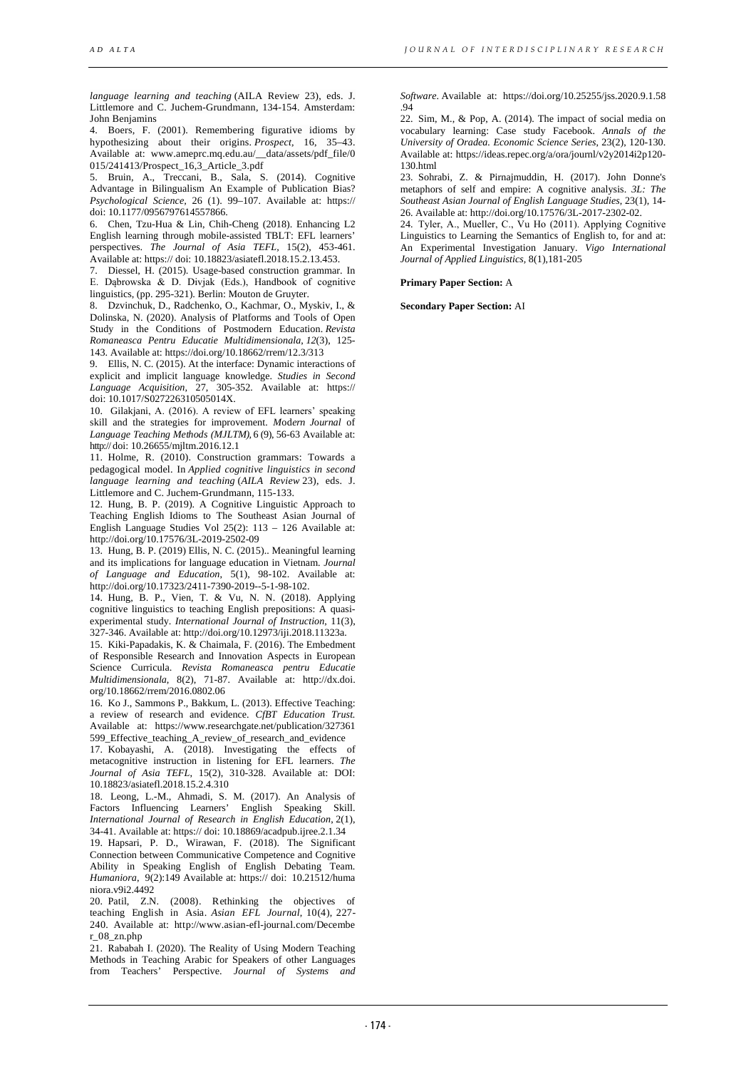*language learning and teaching* (AILA Review 23), eds. J. Littlemore and C. Juchem-Grundmann, 134-154. Amsterdam: John Benjamins

4. Boers, F. (2001). Remembering figurative idioms by hypothesizing about their origins. *Prospect,* 16, 35–43. Available at: www.ameprc.mq.edu.au/__data/assets/pdf_file/0015/241413/Prospect_16,3_Article_3.pdf

5. Bruin, A., Treccani, B., Sala, S. (2014). Cognitive Advantage in Bilingualism An Example of Publication Bias? *Psychological Science,* 26 (1). 99–107. Available at: https:// doi: 10.1177/0956797614557866.

6. Chen, Tzu-Hua & Lin, Chih-Cheng (2018). Enhancing L2 English learning through mobile-assisted TBLT: EFL learners' perspectives. *The Journal of Asia TEFL*, 15(2), 453-461. Available at: https:// doi: 10.18823/asiatefl.2018.15.2.13.453.

7. Diessel, H. (2015). Usage-based construction grammar. In E. Dąbrowska & D. Divjak (Eds.), Handbook of cognitive linguistics, (pp. 295-321). Berlin: Mouton de Gruyter.

8. Dzvinchuk, D., Radchenko, O., Kachmar, O., Myskiv, I., & Dolinska, N. (2020). Analysis of Platforms and Tools of Open Study in the Conditions of Postmodern Education. *Revista Romaneasca Pentru Educatie Multidimensionala, 12*(3), 125-143. Available at: https://doi.org/10.18662/rrem/12.3/313

9. Ellis, N. C. (2015). At the interface: Dynamic interactions of explicit and implicit language knowledge. *Studies in Second Language Acquisition,* 27, 305-352. Available at: https:// doi: 10.1017/S027226310505014X.

10. Gilakjani, A. (2016). A review of EFL learners' speaking skill and the strategies for improvement. *Modern Journal* of *Language Teaching Methods (MJLTM),* 6 (9), 56-63 Available at: http:// doi: 10.26655/mjltm.2016.12.1

11. Holme, R. (2010). Construction grammars: Towards a pedagogical model. In *Applied cognitive linguistics in second language learning and teaching* (*AILA Review* 23), eds. J. Littlemore and C. Juchem-Grundmann, 115-133.

12. Hung, B. P. (2019). A Cognitive Linguistic Approach to Teaching English Idioms to The Southeast Asian Journal of English Language Studies Vol 25(2): 113 – 126 Available at: http://doi.org/10.17576/3L-2019-2502-09

13. Hung, B. P. (2019) Ellis, N. C. (2015).. Meaningful learning and its implications for language education in Vietnam. *Journal of Language and Education,* 5(1), 98-102. Available at: http://doi.org/10.17323/2411-7390-2019--5-1-98-102.

14. Hung, B. P., Vien, T. & Vu, N. N. (2018). Applying cognitive linguistics to teaching English prepositions: A quasi-experimental study. *International Journal of Instruction*, 11(3), 327-346. Available at: http://doi.org/10.12973/iji.2018.11323a.

15. Kiki-Papadakis, K. & Chaimala, F. (2016). The Embedment of Responsible Research and Innovation Aspects in European Science Curricula. *Revista Romaneasca pentru Educatie Multidimensionala,* 8(2), 71-87. Available at: http://dx.doi.org/10.18662/rrem/2016.0802.06

16. Ko J., Sammons P., Bakkum, L. (2013). Effective Teaching: a review of research and evidence. *CfBT Education Trust.* Available at: https://www.researchgate.net/publication/327361599_Effective_teaching_A_review_of_research_and_evidence

17. Kobayashi, A. (2018). Investigating the effects of metacognitive instruction in listening for EFL learners. *The Journal of Asia TEFL,* 15(2), 310-328. Available at: DOI: 10.18823/asiatefl.2018.15.2.4.310

18. Leong, L.-M., Ahmadi, S. M. (2017). An Analysis of Factors Influencing Learners' English Speaking Skill. *International Journal of Research in English Education*, 2(1), 34-41. Available at: https:// doi: 10.18869/acadpub.ijree.2.1.34

19. Hapsari, P. D., Wirawan, F. (2018). The Significant Connection between Communicative Competence and Cognitive Ability in Speaking English of English Debating Team. *Humaniora,* 9(2):149 Available at: https:// doi: 10.21512/humaniora.v9i2.4492

20. Patil, Z.N. (2008). Rethinking the objectives of teaching English in Asia. *Asian EFL Journal,* 10(4), 227-240. Available at: http://www.asian-efl-journal.com/December_08_zn.php

21. Rababah I. (2020). The Reality of Using Modern Teaching Methods in Teaching Arabic for Speakers of other Languages from Teachers' Perspective. *Journal of Systems and Software*. Available at: https://doi.org/10.25255/jss.2020.9.1.58.94

22. Sim, M., & Pop, A. (2014). The impact of social media on vocabulary learning: Case study Facebook. *Annals of the University of Oradea. Economic Science Series,* 23(2), 120-130. Available at: https://ideas.repec.org/a/ora/journl/v2y2014i2p120-130.html

23. Sohrabi, Z. & Pirnajmuddin, H. (2017). John Donne's metaphors of self and empire: A cognitive analysis. *3L: The Southeast Asian Journal of English Language Studies,* 23(1), 14-26. Available at: http://doi.org/10.17576/3L-2017-2302-02.

24. Tyler, A., Mueller, C., Vu Ho (2011). Applying Cognitive Linguistics to Learning the Semantics of English to, for and at: An Experimental Investigation January. *Vigo International Journal of Applied Linguistics,* 8(1),181-205

**Primary Paper Section:** A

**Secondary Paper Section:** AI